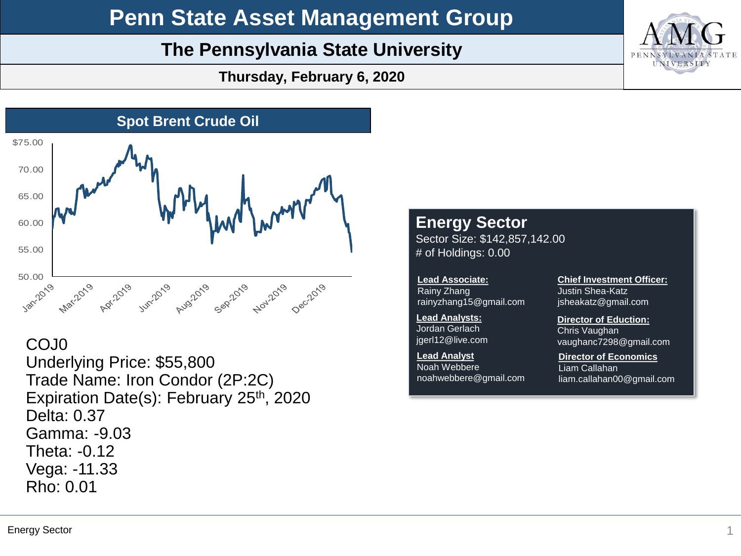# Penn State Asset Management Group

## The Pennsylvania State University

**Thursday, February 6, 2020**

### Spot Brent Crude Oil

COJ0
Underlying Price: $55,800
Trade Name: Iron Condor (2P:2C)
Expiration Date(s): February 25th, 2020
Delta: 0.37
Gamma: -9.03
Theta: -0.12
Vega: -11.33
Rho: 0.01

### Energy Sector

Sector Size: $142,857,142.00
# of Holdings: 0.00

**Lead Associate:**
Rainy Zhang
rainyzhang15@gmail.com

**Lead Analysts:**
Jordan Gerlach
jgerl12@live.com

**Lead Analyst**
Noah Webbere
noahwebbere@gmail.com

**Chief Investment Officer:**
Justin Shea-Katz
jsheakatz@gmail.com

**Director of Eduction:**
Chris Vaughan
vaughanc7298@gmail.com

**Director of Economics**
Liam Callahan
liam.callahan00@gmail.com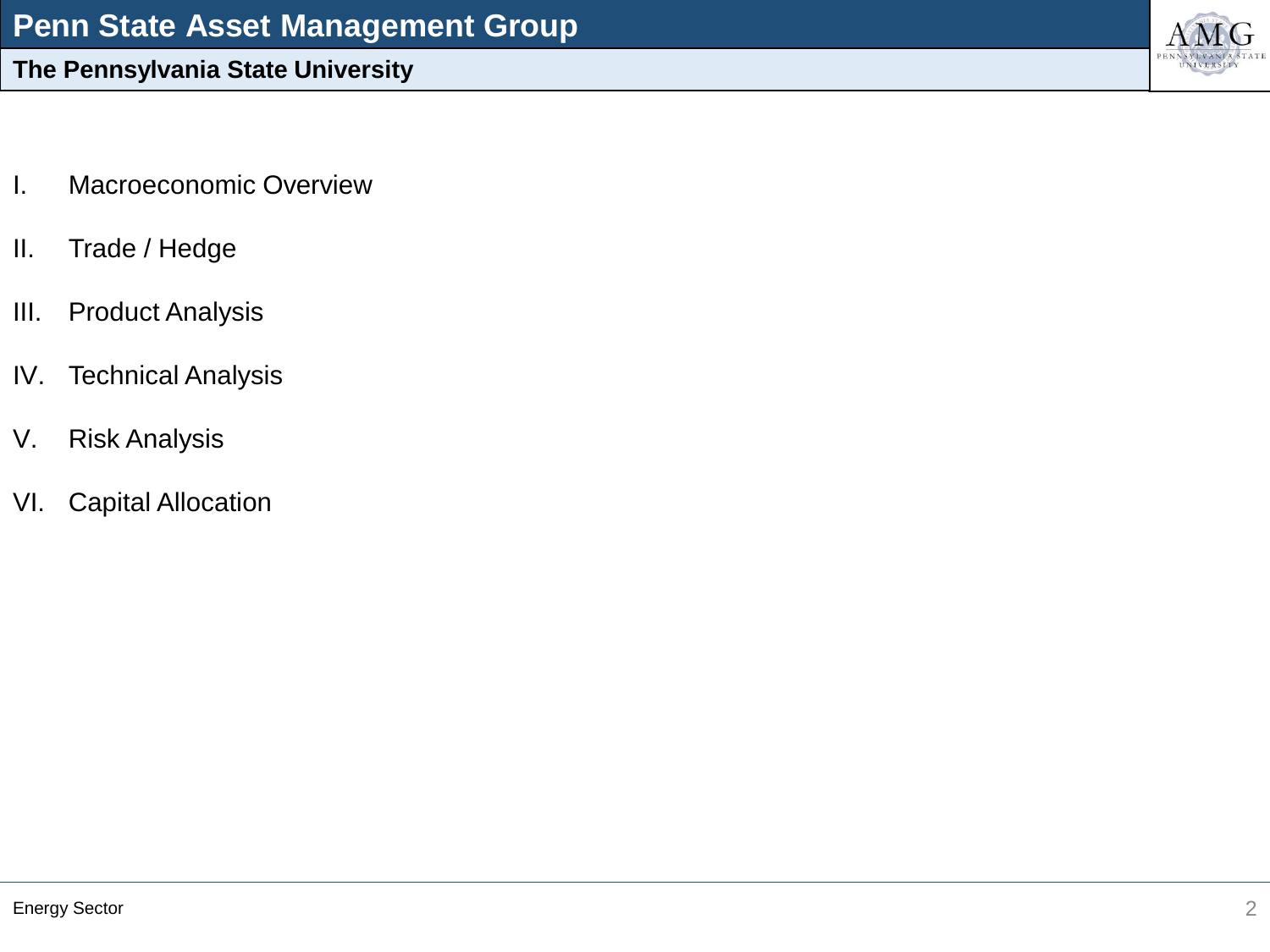I. Macroeconomic Overview

II. Trade / Hedge

III. Product Analysis

IV. Technical Analysis

V. Risk Analysis

VI. Capital Allocation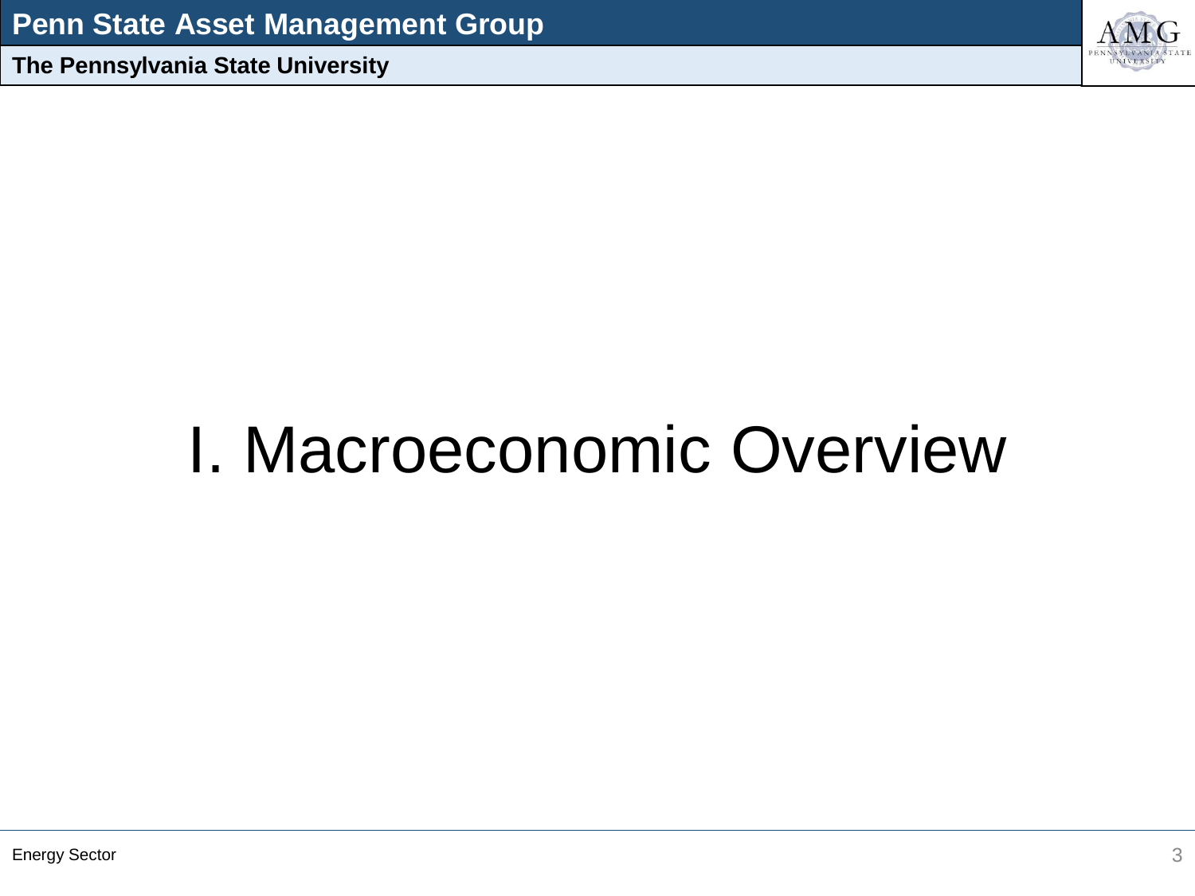# I. Macroeconomic Overview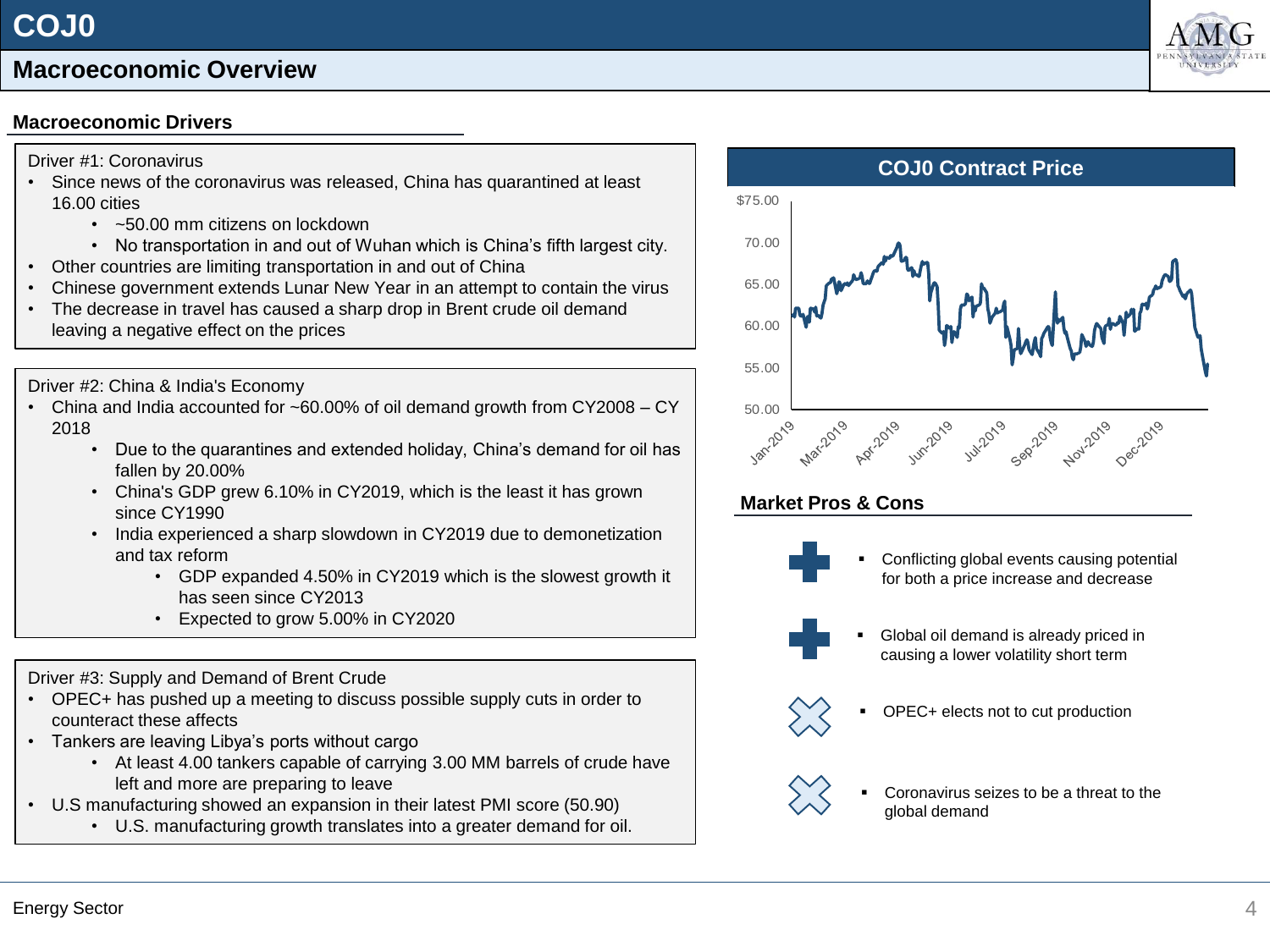# COJ0

## Macroeconomic Overview

### Macroeconomic Drivers

Driver #1: Coronavirus

- Since news of the coronavirus was released, China has quarantined at least 16.00 cities
  - ~50.00 mm citizens on lockdown
  - No transportation in and out of Wuhan which is China's fifth largest city.
- Other countries are limiting transportation in and out of China
- Chinese government extends Lunar New Year in an attempt to contain the virus
- The decrease in travel has caused a sharp drop in Brent crude oil demand leaving a negative effect on the prices

Driver #2: China & India's Economy

- China and India accounted for ~60.00% of oil demand growth from CY2008 – CY 2018
  - Due to the quarantines and extended holiday, China's demand for oil has fallen by 20.00%
  - China's GDP grew 6.10% in CY2019, which is the least it has grown since CY1990
  - India experienced a sharp slowdown in CY2019 due to demonetization and tax reform
    - GDP expanded 4.50% in CY2019 which is the slowest growth it has seen since CY2013
    - Expected to grow 5.00% in CY2020

Driver #3: Supply and Demand of Brent Crude

- OPEC+ has pushed up a meeting to discuss possible supply cuts in order to counteract these affects
- Tankers are leaving Libya's ports without cargo
  - At least 4.00 tankers capable of carrying 3.00 MM barrels of crude have left and more are preparing to leave
- U.S manufacturing showed an expansion in their latest PMI score (50.90)
  - U.S. manufacturing growth translates into a greater demand for oil.

### COJ0 Contract Price

Y-axis: $75.00, 70.00, 65.00, 60.00, 55.00, 50.00
X-axis: Jan-2019, Mar-2019, Apr-2019, Jun-2019, Jul-2019, Sep-2019, Nov-2019, Dec-2019

### Market Pros & Cons

Pros (+):
- Conflicting global events causing potential for both a price increase and decrease
- Global oil demand is already priced in causing a lower volatility short term

Cons (✕):
- OPEC+ elects not to cut production
- Coronavirus seizes to be a threat to the global demand

Energy Sector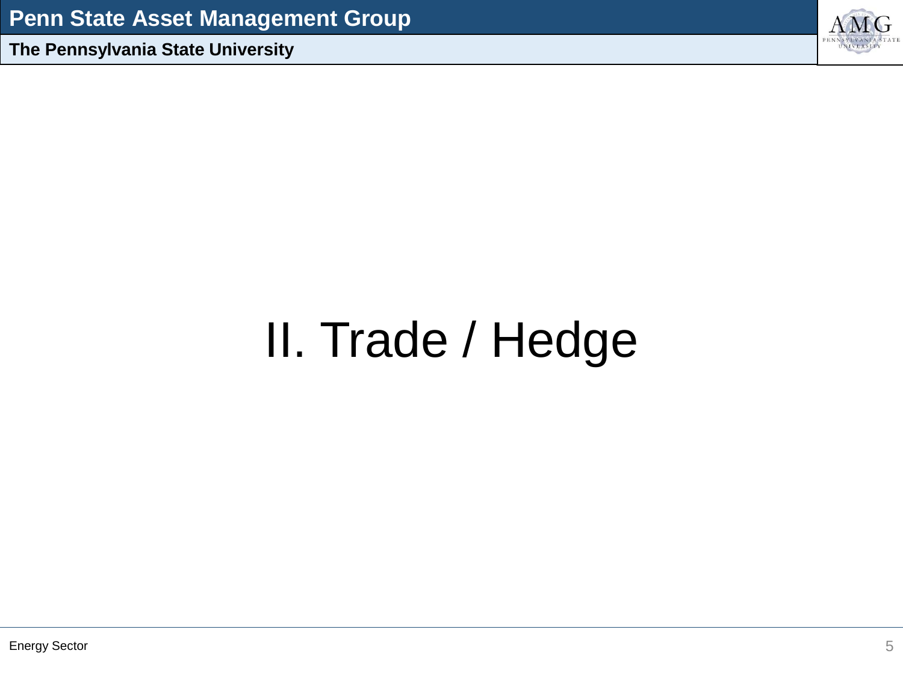# II. Trade / Hedge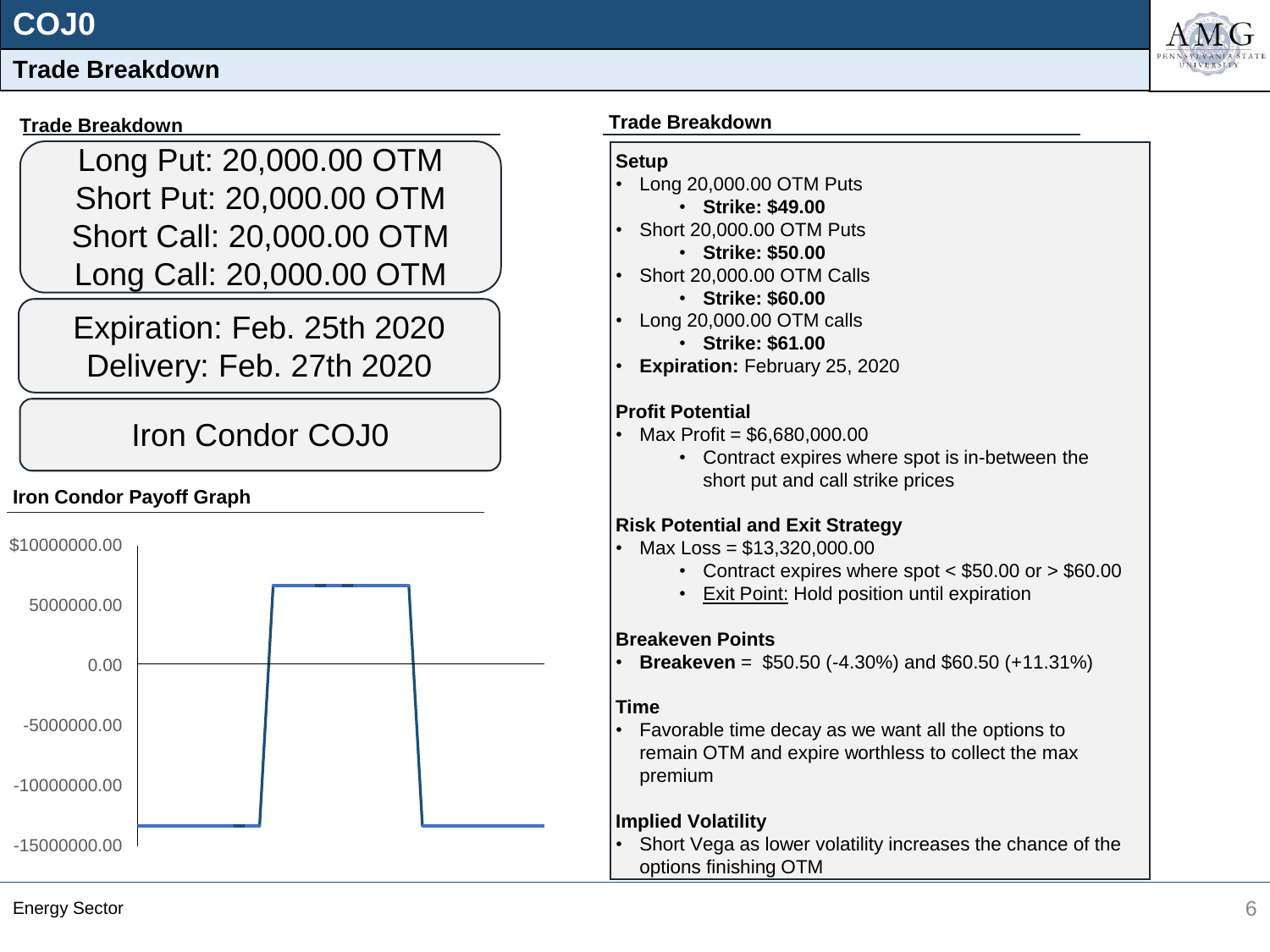# COJ0

## Trade Breakdown

### Trade Breakdown

Long Put: 20,000.00 OTM
Short Put: 20,000.00 OTM
Short Call: 20,000.00 OTM
Long Call: 20,000.00 OTM

Expiration: Feb. 25th 2020
Delivery: Feb. 27th 2020

Iron Condor COJ0

### Iron Condor Payoff Graph

$10000000.00
5000000.00
0.00
-5000000.00
-10000000.00
-15000000.00

### Trade Breakdown

**Setup**

- Long 20,000.00 OTM Puts
  - **Strike: $49.00**
- Short 20,000.00 OTM Puts
  - **Strike: $50.00**
- Short 20,000.00 OTM Calls
  - **Strike: $60.00**
- Long 20,000.00 OTM calls
  - **Strike: $61.00**
- **Expiration:** February 25, 2020

**Profit Potential**

- Max Profit = $6,680,000.00
  - Contract expires where spot is in-between the short put and call strike prices

**Risk Potential and Exit Strategy**

- Max Loss = $13,320,000.00
  - Contract expires where spot < $50.00 or > $60.00
  - Exit Point: Hold position until expiration

**Breakeven Points**

- **Breakeven** = $50.50 (-4.30%) and $60.50 (+11.31%)

**Time**

- Favorable time decay as we want all the options to remain OTM and expire worthless to collect the max premium

**Implied Volatility**

- Short Vega as lower volatility increases the chance of the options finishing OTM

Energy Sector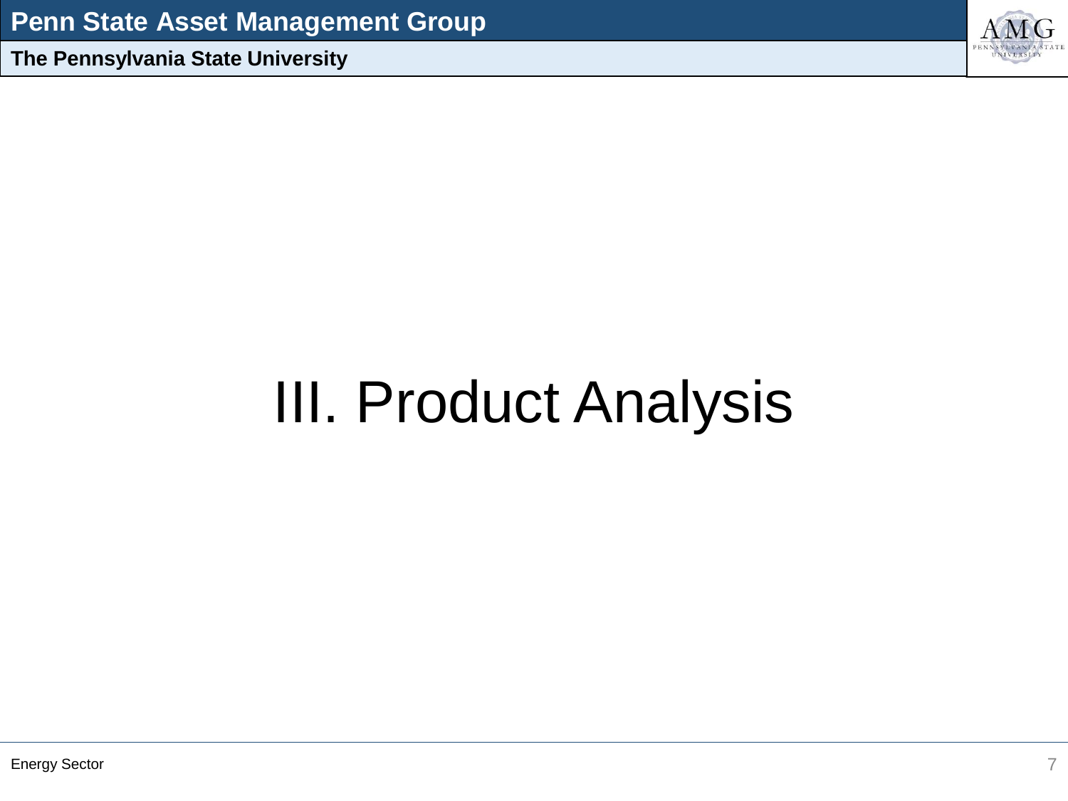# III. Product Analysis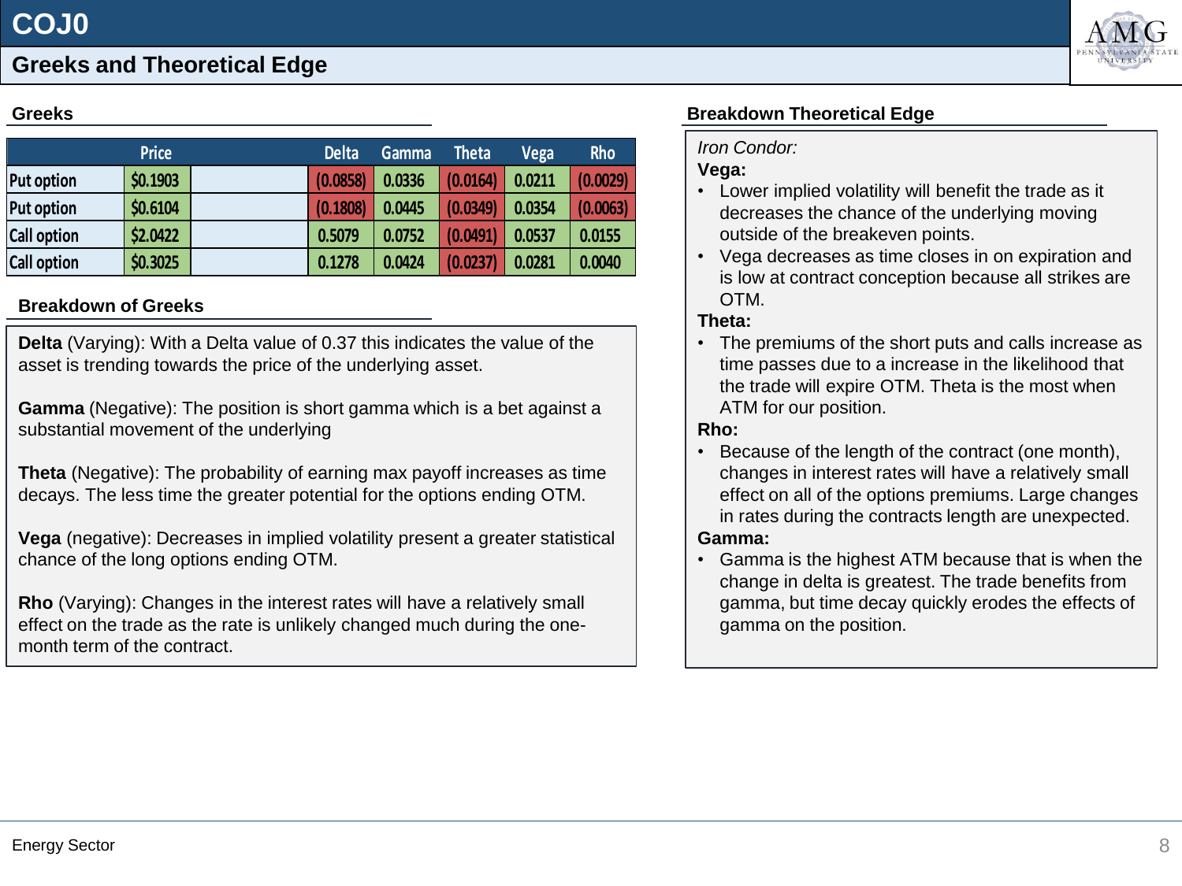# COJ0

## Greeks and Theoretical Edge

### Greeks

| | Price | | Delta | Gamma | Theta | Vega | Rho |
|---|---|---|---|---|---|---|---|
| Put option | $0.1903 | | (0.0858) | 0.0336 | (0.0164) | 0.0211 | (0.0029) |
| Put option | $0.6104 | | (0.1808) | 0.0445 | (0.0349) | 0.0354 | (0.0063) |
| Call option | $2.0422 | | 0.5079 | 0.0752 | (0.0491) | 0.0537 | 0.0155 |
| Call option | $0.3025 | | 0.1278 | 0.0424 | (0.0237) | 0.0281 | 0.0040 |

### Breakdown of Greeks

**Delta** (Varying): With a Delta value of 0.37 this indicates the value of the asset is trending towards the price of the underlying asset.

**Gamma** (Negative): The position is short gamma which is a bet against a substantial movement of the underlying

**Theta** (Negative): The probability of earning max payoff increases as time decays. The less time the greater potential for the options ending OTM.

**Vega** (negative): Decreases in implied volatility present a greater statistical chance of the long options ending OTM.

**Rho** (Varying): Changes in the interest rates will have a relatively small effect on the trade as the rate is unlikely changed much during the one-month term of the contract.

### Breakdown Theoretical Edge

*Iron Condor:*

**Vega:**

- Lower implied volatility will benefit the trade as it decreases the chance of the underlying moving outside of the breakeven points.
- Vega decreases as time closes in on expiration and is low at contract conception because all strikes are OTM.

**Theta:**

- The premiums of the short puts and calls increase as time passes due to a increase in the likelihood that the trade will expire OTM. Theta is the most when ATM for our position.

**Rho:**

- Because of the length of the contract (one month), changes in interest rates will have a relatively small effect on all of the options premiums. Large changes in rates during the contracts length are unexpected.

**Gamma:**

- Gamma is the highest ATM because that is when the change in delta is greatest. The trade benefits from gamma, but time decay quickly erodes the effects of gamma on the position.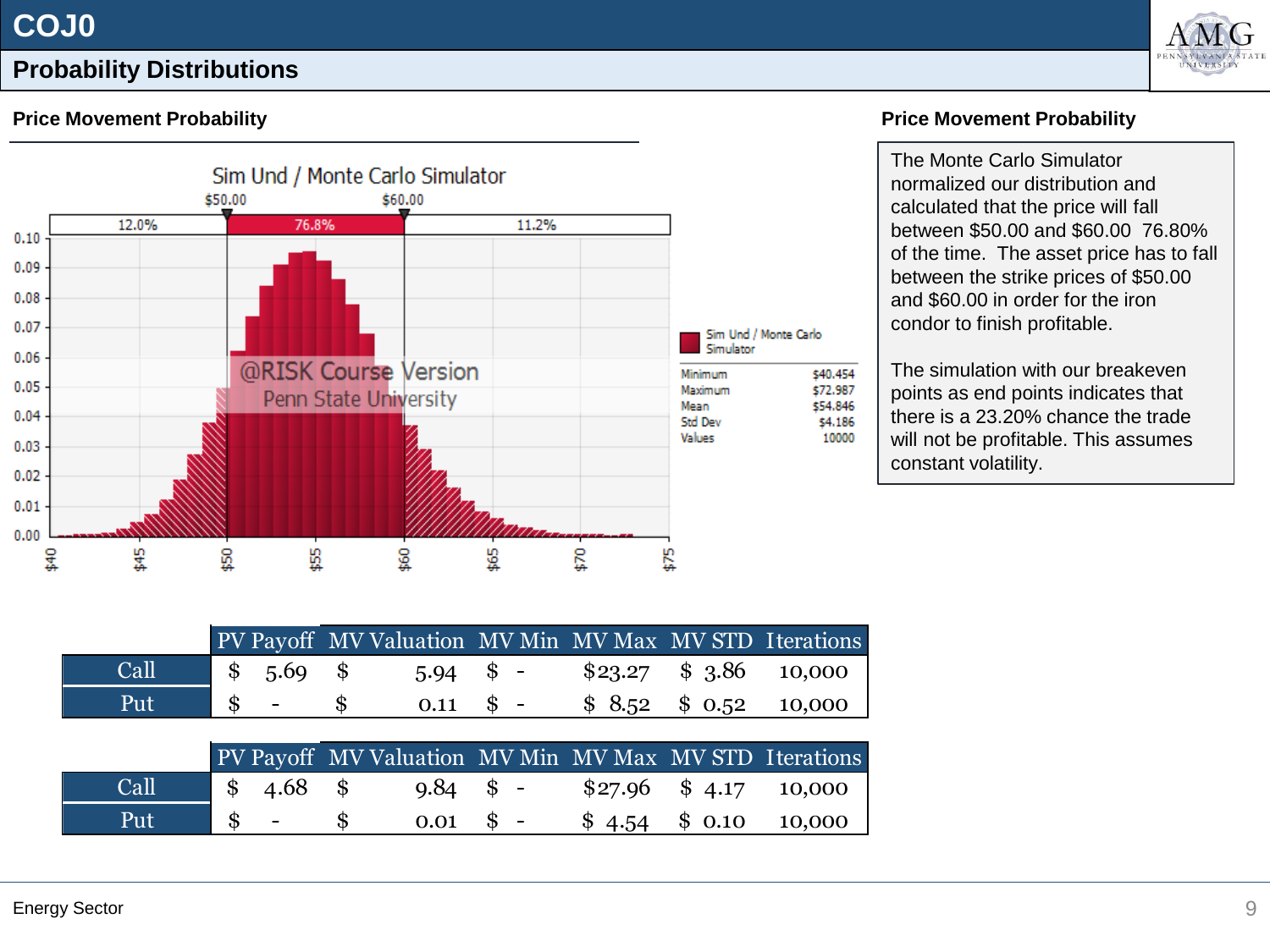# COJ0

## Probability Distributions

### Price Movement Probability

Sim Und / Monte Carlo Simulator

$50.00 | $60.00

12.0% | 76.8% | 11.2%

@RISK Course Version
Penn State University

Sim Und / Monte Carlo Simulator

| | |
|---|---|
| Minimum | $40.454 |
| Maximum | $72.987 |
| Mean | $54.846 |
| Std Dev | $4.186 |
| Values | 10000 |

| | PV Payoff | MV Valuation | MV Min | MV Max | MV STD | Iterations |
|---|---|---|---|---|---|---|
| Call | $ 5.69 | $ 5.94 | $ - | $23.27 | $ 3.86 | 10,000 |
| Put | $ - | $ 0.11 | $ - | $ 8.52 | $ 0.52 | 10,000 |

| | PV Payoff | MV Valuation | MV Min | MV Max | MV STD | Iterations |
|---|---|---|---|---|---|---|
| Call | $ 4.68 | $ 9.84 | $ - | $27.96 | $ 4.17 | 10,000 |
| Put | $ - | $ 0.01 | $ - | $ 4.54 | $ 0.10 | 10,000 |

### Price Movement Probability

The Monte Carlo Simulator normalized our distribution and calculated that the price will fall between $50.00 and $60.00 76.80% of the time. The asset price has to fall between the strike prices of $50.00 and $60.00 in order for the iron condor to finish profitable.

The simulation with our breakeven points as end points indicates that there is a 23.20% chance the trade will not be profitable. This assumes constant volatility.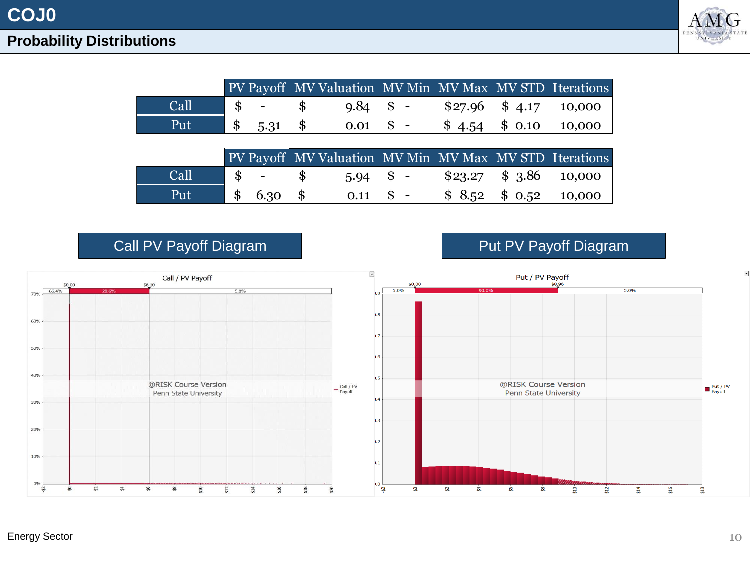# COJ0

## Probability Distributions

| | PV Payoff | MV Valuation | MV Min | MV Max | MV STD | Iterations |
|---|---|---|---|---|---|---|
| Call | $ - | $ 9.84 | $ - | $27.96 | $ 4.17 | 10,000 |
| Put | $ 5.31 | $ 0.01 | $ - | $ 4.54 | $ 0.10 | 10,000 |

| | PV Payoff | MV Valuation | MV Min | MV Max | MV STD | Iterations |
|---|---|---|---|---|---|---|
| Call | $ - | $ 5.94 | $ - | $23.27 | $ 3.86 | 10,000 |
| Put | $ 6.30 | $ 0.11 | $ - | $ 8.52 | $ 0.52 | 10,000 |

### Call PV Payoff Diagram

### Put PV Payoff Diagram

Energy Sector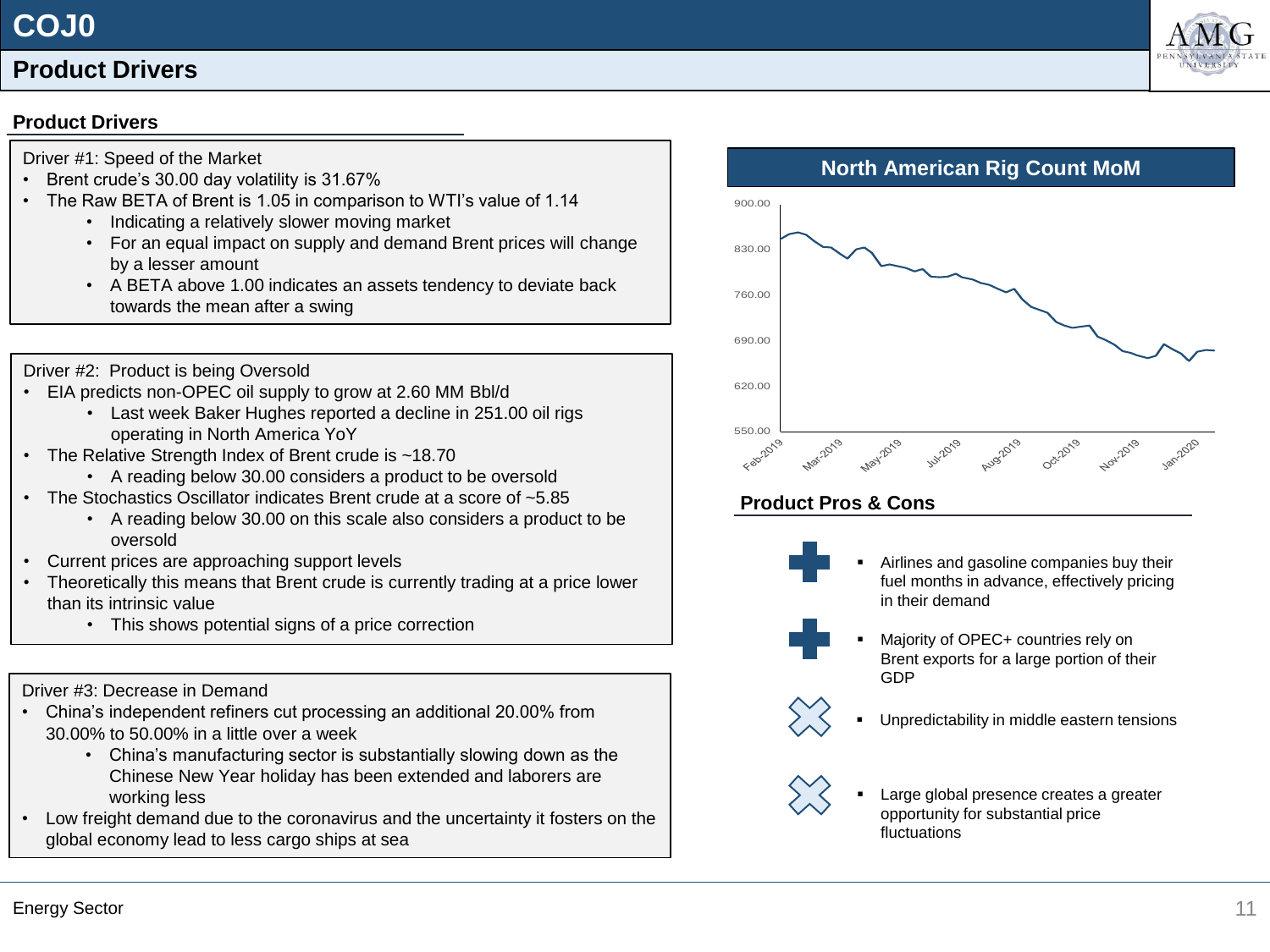# COJ0

## Product Drivers

### Product Drivers

Driver #1: Speed of the Market

- Brent crude's 30.00 day volatility is 31.67%
- The Raw BETA of Brent is 1.05 in comparison to WTI's value of 1.14
  - Indicating a relatively slower moving market
  - For an equal impact on supply and demand Brent prices will change by a lesser amount
  - A BETA above 1.00 indicates an assets tendency to deviate back towards the mean after a swing

Driver #2: Product is being Oversold

- EIA predicts non-OPEC oil supply to grow at 2.60 MM Bbl/d
  - Last week Baker Hughes reported a decline in 251.00 oil rigs operating in North America YoY
- The Relative Strength Index of Brent crude is ~18.70
  - A reading below 30.00 considers a product to be oversold
- The Stochastics Oscillator indicates Brent crude at a score of ~5.85
  - A reading below 30.00 on this scale also considers a product to be oversold
- Current prices are approaching support levels
- Theoretically this means that Brent crude is currently trading at a price lower than its intrinsic value
  - This shows potential signs of a price correction

Driver #3: Decrease in Demand

- China's independent refiners cut processing an additional 20.00% from 30.00% to 50.00% in a little over a week
  - China's manufacturing sector is substantially slowing down as the Chinese New Year holiday has been extended and laborers are working less
- Low freight demand due to the coronavirus and the uncertainty it fosters on the global economy lead to less cargo ships at sea

### North American Rig Count MoM

### Product Pros & Cons

- (+) Airlines and gasoline companies buy their fuel months in advance, effectively pricing in their demand
- (+) Majority of OPEC+ countries rely on Brent exports for a large portion of their GDP
- (−) Unpredictability in middle eastern tensions
- (−) Large global presence creates a greater opportunity for substantial price fluctuations

Energy Sector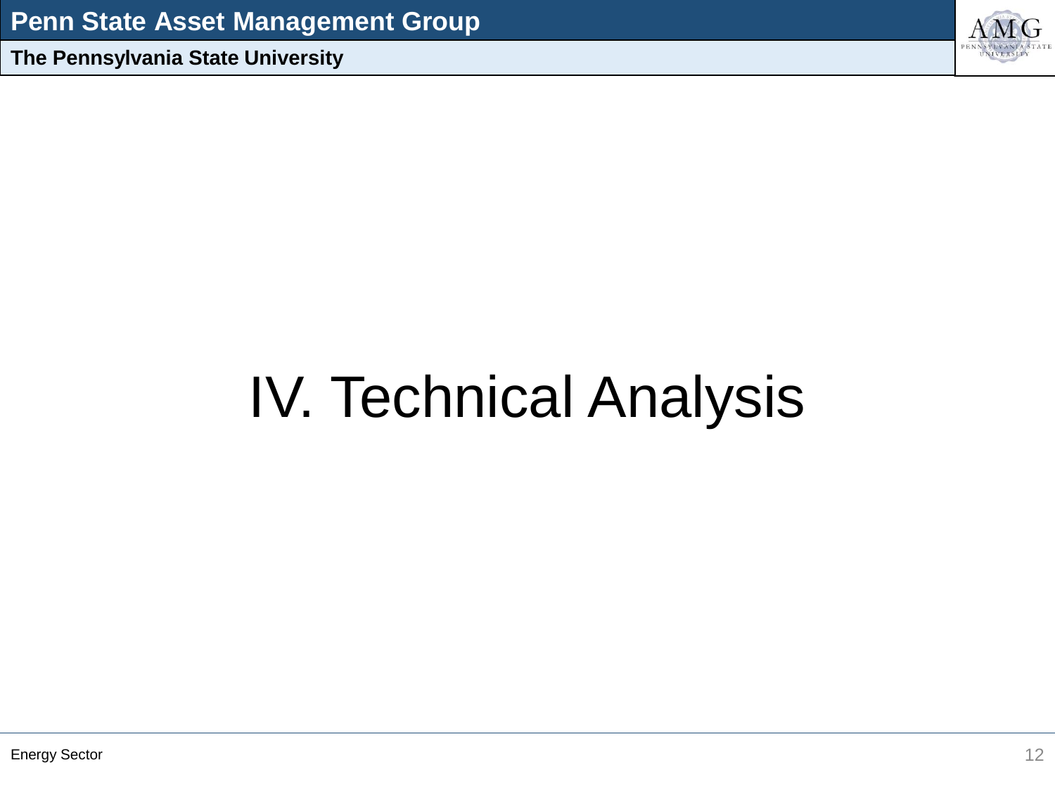# IV. Technical Analysis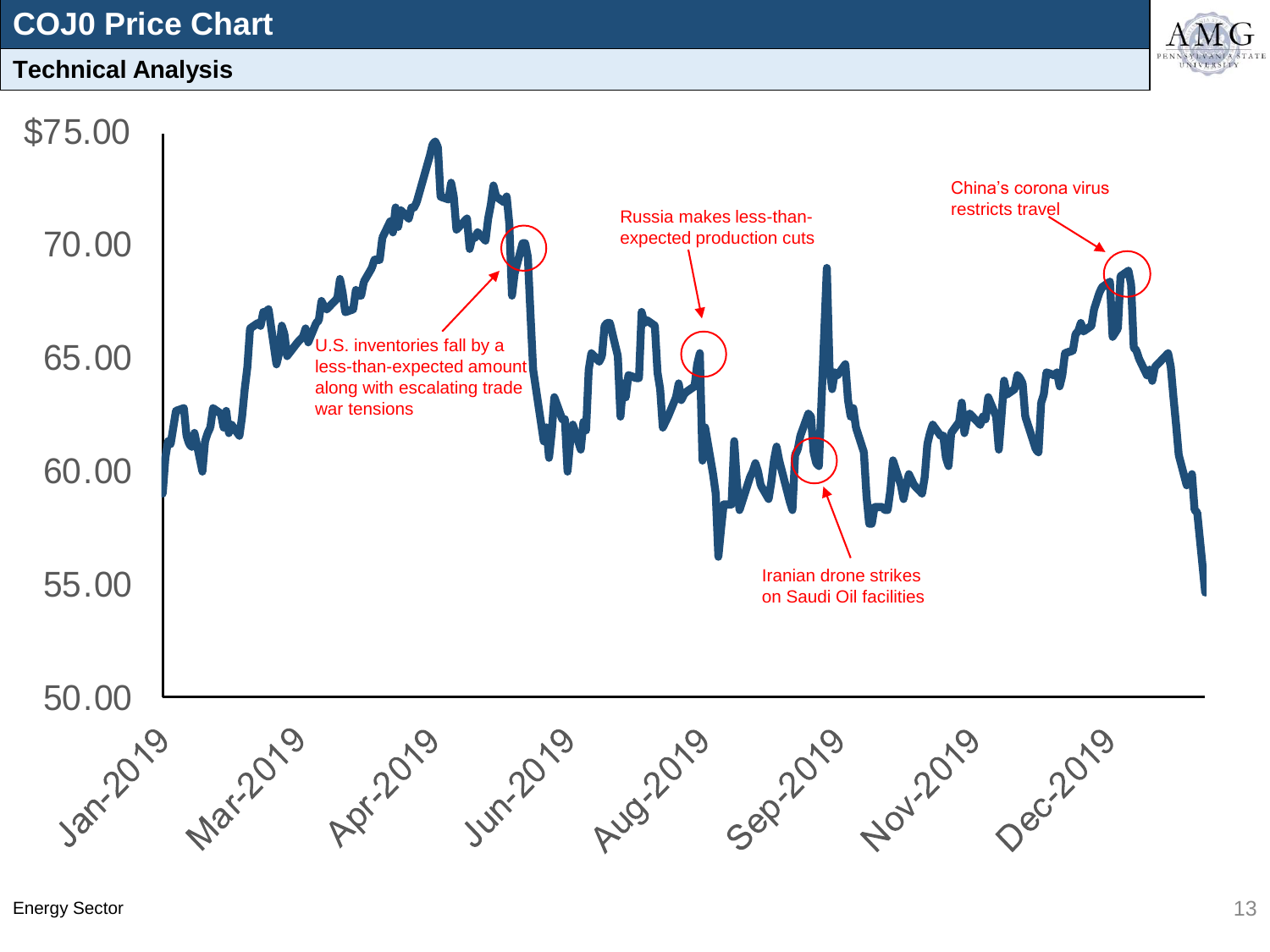# COJ0 Price Chart

## Technical Analysis

$75.00

70.00

65.00

60.00

55.00

50.00

Jan-2019 Mar-2019 Apr-2019 Jun-2019 Aug-2019 Sep-2019 Nov-2019 Dec-2019

U.S. inventories fall by a less-than-expected amount along with escalating trade war tensions

Russia makes less-than-expected production cuts

Iranian drone strikes on Saudi Oil facilities

China's corona virus restricts travel

Energy Sector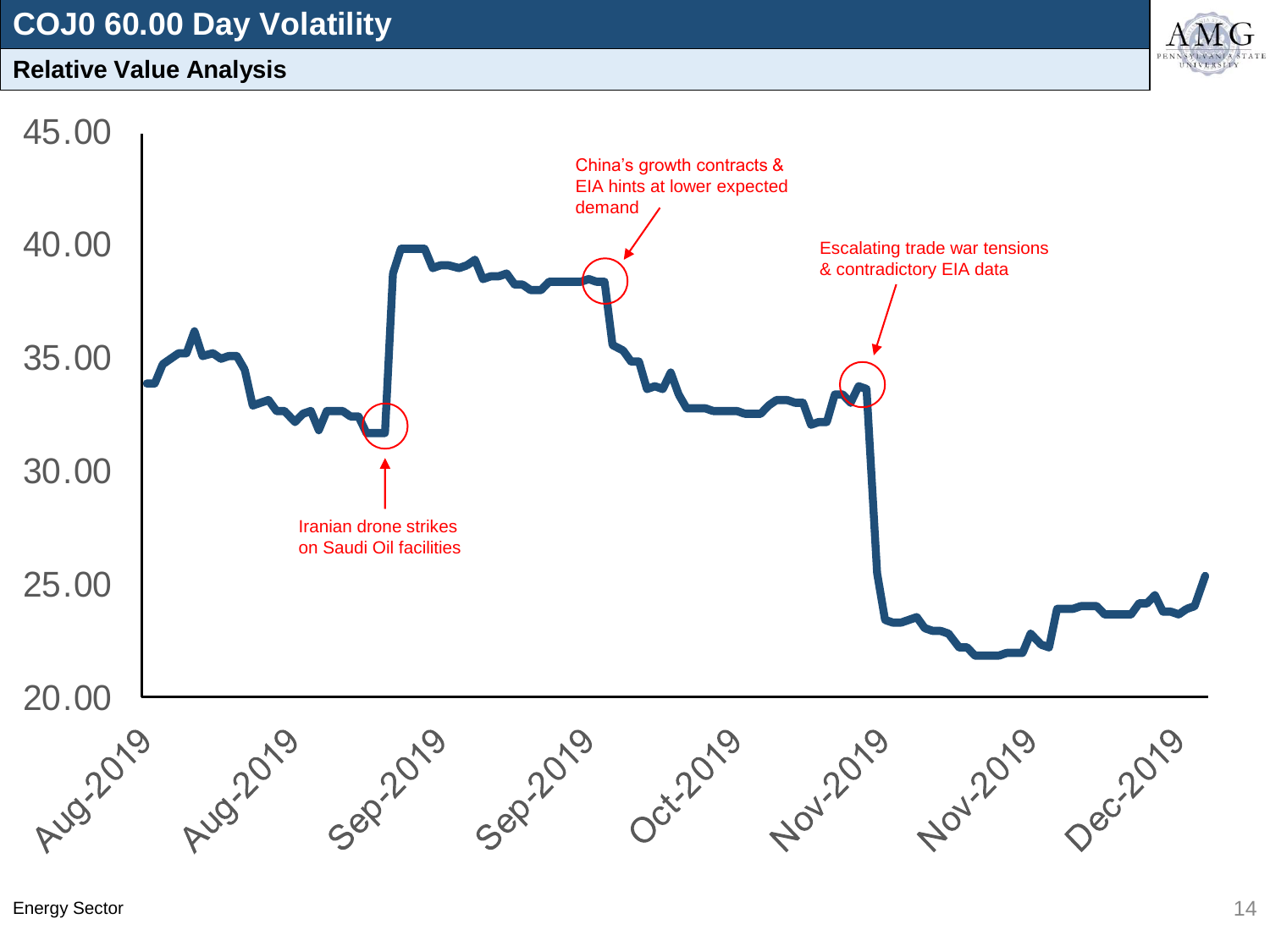# COJ0 60.00 Day Volatility

## Relative Value Analysis

45.00

40.00

35.00

30.00

25.00

20.00

Aug-2019 Aug-2019 Sep-2019 Sep-2019 Oct-2019 Nov-2019 Nov-2019 Dec-2019

Iranian drone strikes on Saudi Oil facilities

China's growth contracts & EIA hints at lower expected demand

Escalating trade war tensions & contradictory EIA data

Energy Sector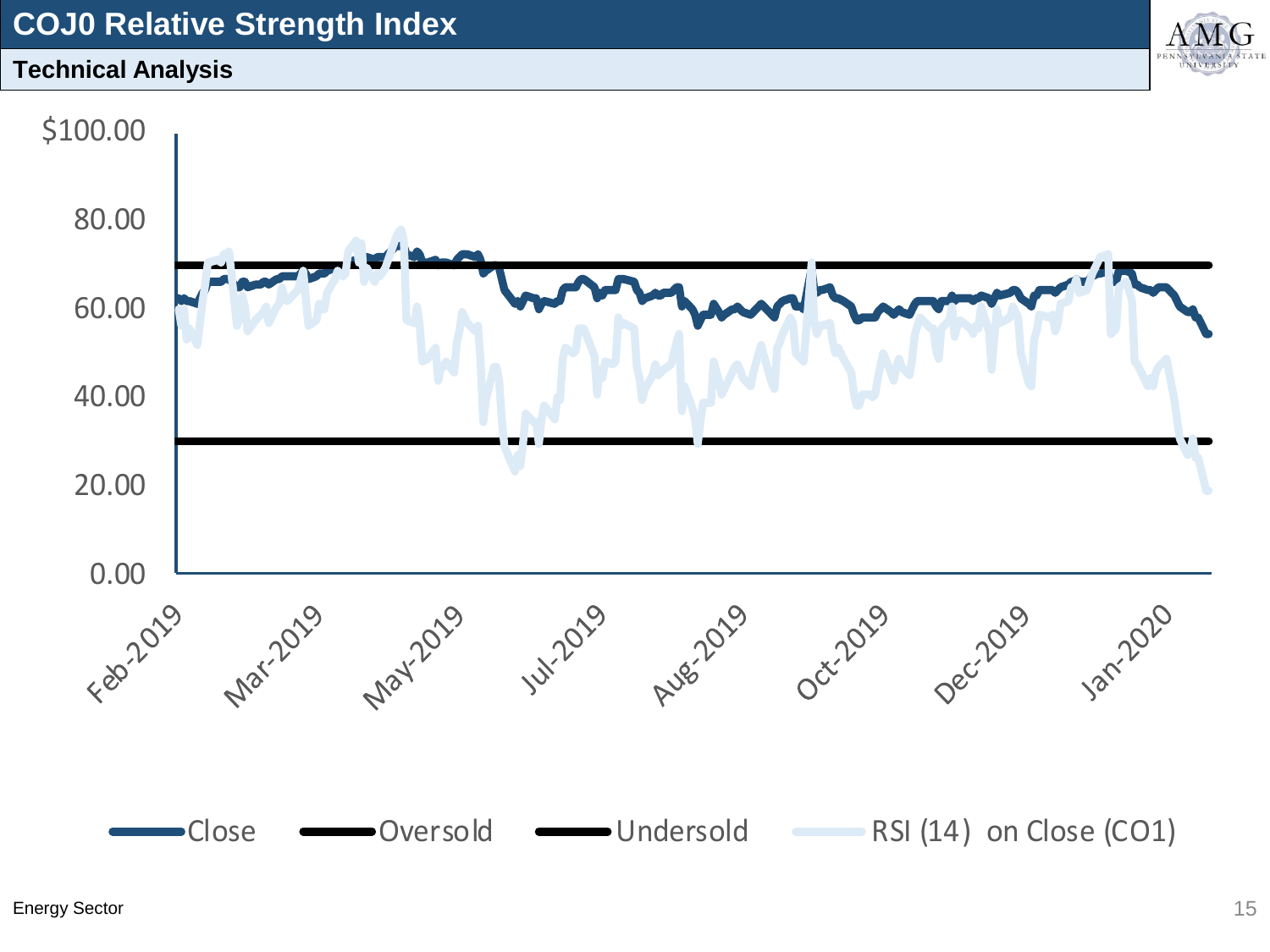# COJ0 Relative Strength Index

## Technical Analysis

$100.00

80.00

60.00

40.00

20.00

0.00

Feb-2019 Mar-2019 May-2019 Jul-2019 Aug-2019 Oct-2019 Dec-2019 Jan-2020

Close Oversold Undersold RSI (14) on Close (CO1)

Energy Sector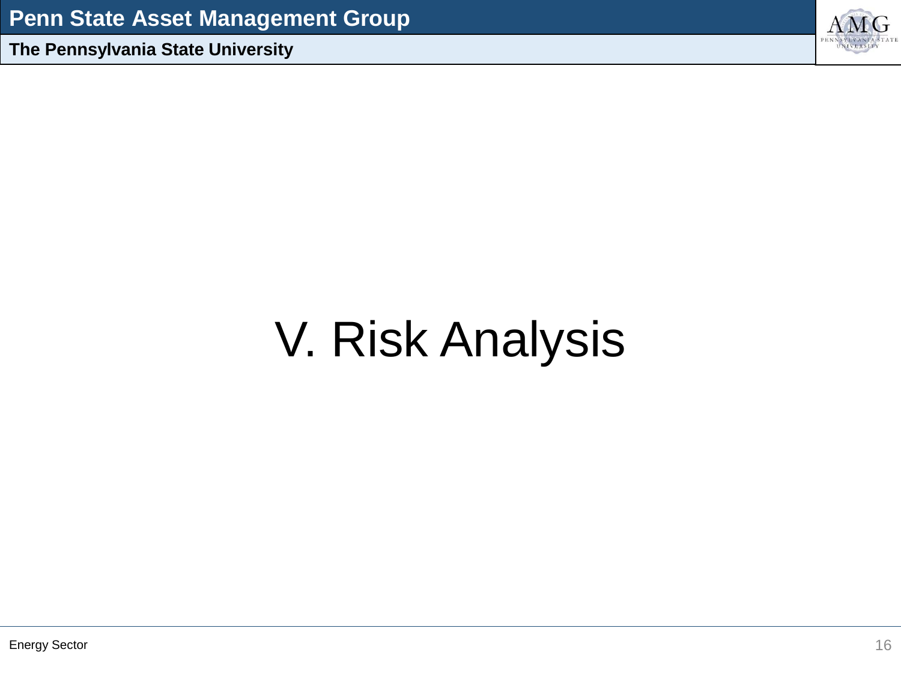# V. Risk Analysis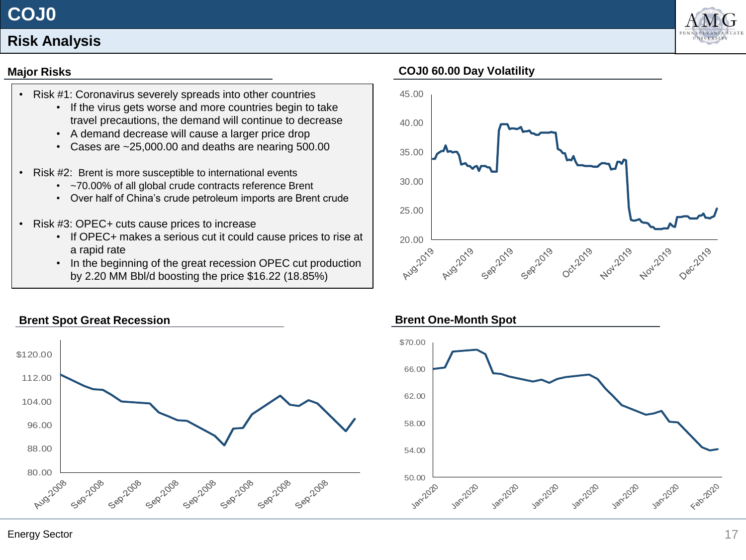# COJ0

## Risk Analysis

### Major Risks

- Risk #1: Coronavirus severely spreads into other countries
  - If the virus gets worse and more countries begin to take travel precautions, the demand will continue to decrease
  - A demand decrease will cause a larger price drop
  - Cases are ~25,000.00 and deaths are nearing 500.00
- Risk #2: Brent is more susceptible to international events
  - ~70.00% of all global crude contracts reference Brent
  - Over half of China's crude petroleum imports are Brent crude
- Risk #3: OPEC+ cuts cause prices to increase
  - If OPEC+ makes a serious cut it could cause prices to rise at a rapid rate
  - In the beginning of the great recession OPEC cut production by 2.20 MM Bbl/d boosting the price $16.22 (18.85%)

### COJ0 60.00 Day Volatility

### Brent Spot Great Recession

### Brent One-Month Spot

Energy Sector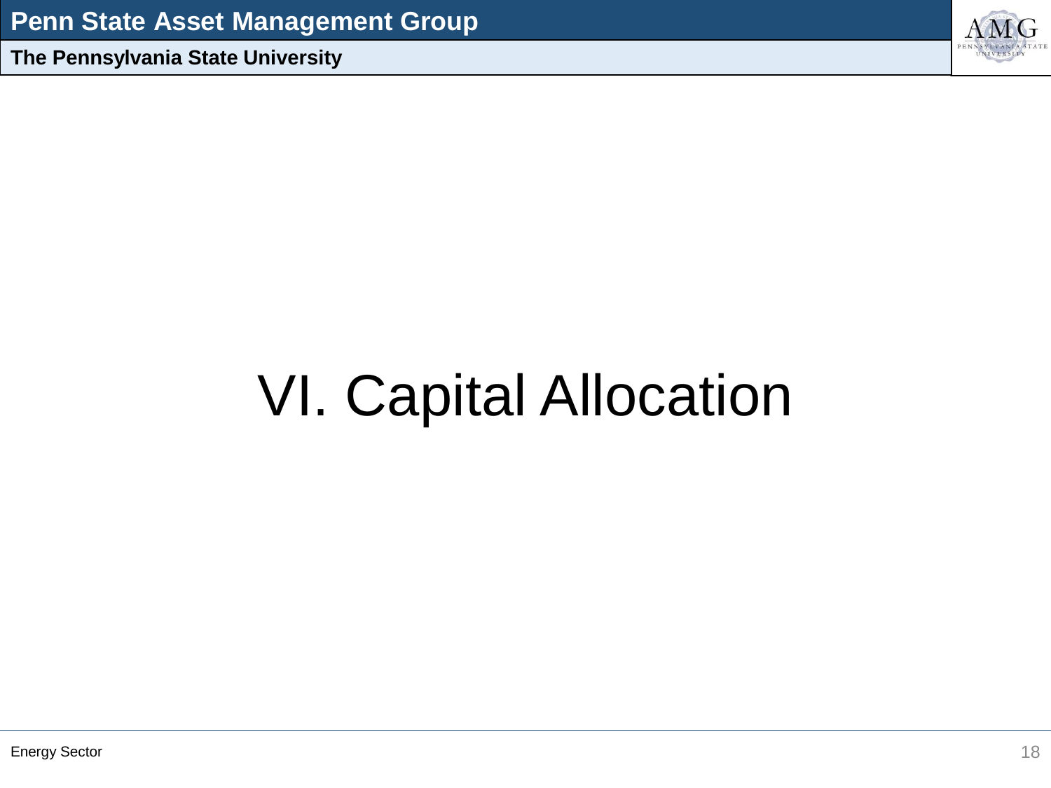# VI. Capital Allocation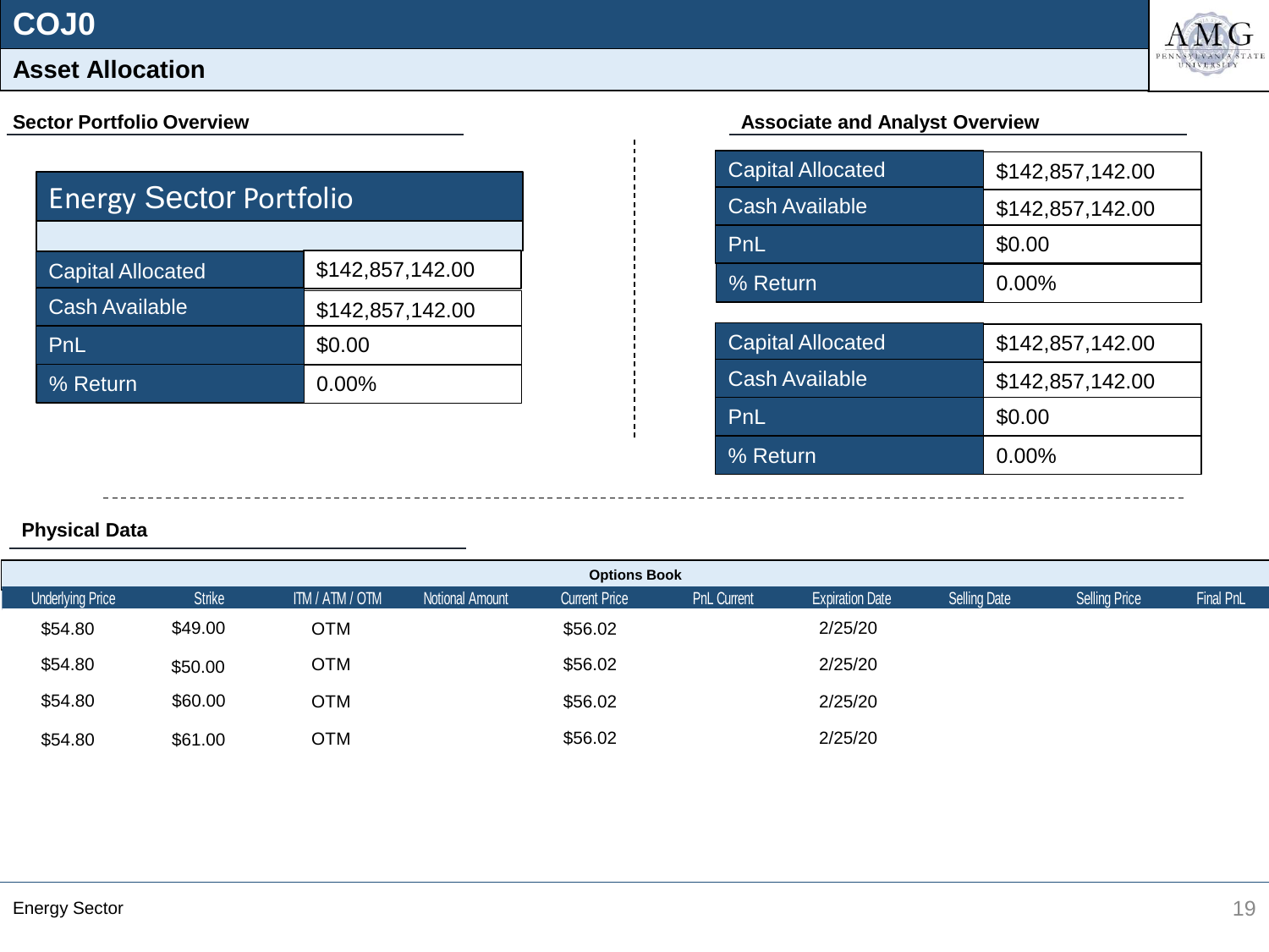# COJ0

## Asset Allocation

### Sector Portfolio Overview

| Energy Sector Portfolio | |
|---|---|
| Capital Allocated | $142,857,142.00 |
| Cash Available | $142,857,142.00 |
| PnL | $0.00 |
| % Return | 0.00% |

### Associate and Analyst Overview

| | |
|---|---|
| Capital Allocated | $142,857,142.00 |
| Cash Available | $142,857,142.00 |
| PnL | $0.00 |
| % Return | 0.00% |

| | |
|---|---|
| Capital Allocated | $142,857,142.00 |
| Cash Available | $142,857,142.00 |
| PnL | $0.00 |
| % Return | 0.00% |

### Physical Data

**Options Book**

| Underlying Price | Strike | ITM / ATM / OTM | Notional Amount | Current Price | PnL Current | Expiration Date | Selling Date | Selling Price | Final PnL |
|---|---|---|---|---|---|---|---|---|---|
| $54.80 | $49.00 | OTM | | $56.02 | | 2/25/20 | | | |
| $54.80 | $50.00 | OTM | | $56.02 | | 2/25/20 | | | |
| $54.80 | $60.00 | OTM | | $56.02 | | 2/25/20 | | | |
| $54.80 | $61.00 | OTM | | $56.02 | | 2/25/20 | | | |